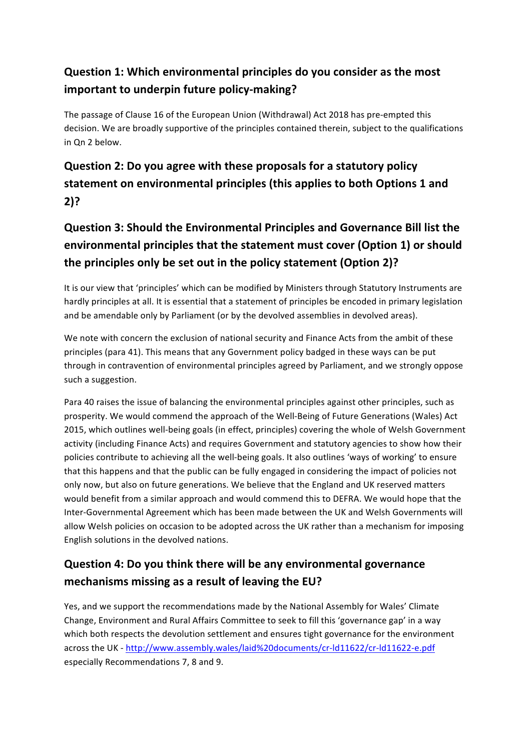## Question 1: Which environmental principles do you consider as the most important to underpin future policy-making?

The passage of Clause 16 of the European Union (Withdrawal) Act 2018 has pre-empted this decision. We are broadly supportive of the principles contained therein, subject to the qualifications in Qn 2 below.

## Question 2: Do you agree with these proposals for a statutory policy statement on environmental principles (this applies to both Options 1 and 2)?

## Question 3: Should the Environmental Principles and Governance Bill list the environmental principles that the statement must cover (Option 1) or should the principles only be set out in the policy statement (Option 2)?

It is our view that 'principles' which can be modified by Ministers through Statutory Instruments are hardly principles at all. It is essential that a statement of principles be encoded in primary legislation and be amendable only by Parliament (or by the devolved assemblies in devolved areas).

We note with concern the exclusion of national security and Finance Acts from the ambit of these principles (para 41). This means that any Government policy badged in these ways can be put through in contravention of environmental principles agreed by Parliament, and we strongly oppose such a suggestion.

Para 40 raises the issue of balancing the environmental principles against other principles, such as prosperity. We would commend the approach of the Well-Being of Future Generations (Wales) Act 2015, which outlines well-being goals (in effect, principles) covering the whole of Welsh Government activity (including Finance Acts) and requires Government and statutory agencies to show how their policies contribute to achieving all the well-being goals. It also outlines 'ways of working' to ensure that this happens and that the public can be fully engaged in considering the impact of policies not only now, but also on future generations. We believe that the England and UK reserved matters would benefit from a similar approach and would commend this to DEFRA. We would hope that the Inter-Governmental Agreement which has been made between the UK and Welsh Governments will allow Welsh policies on occasion to be adopted across the UK rather than a mechanism for imposing English solutions in the devolved nations.

## Question 4: Do you think there will be any environmental governance mechanisms missing as a result of leaving the EU?

Yes, and we support the recommendations made by the National Assembly for Wales' Climate Change, Environment and Rural Affairs Committee to seek to fill this 'governance gap' in a way which both respects the devolution settlement and ensures tight governance for the environment across the UK - [http://www.assembly.wales/laid%20documents/cr-ld11622/cr-ld11622-e.pdf](http://www.assembly.wales/laid%20documents/cr-ld11622/cr-ld11622-e.pdf) especially Recommendations 7, 8 and 9.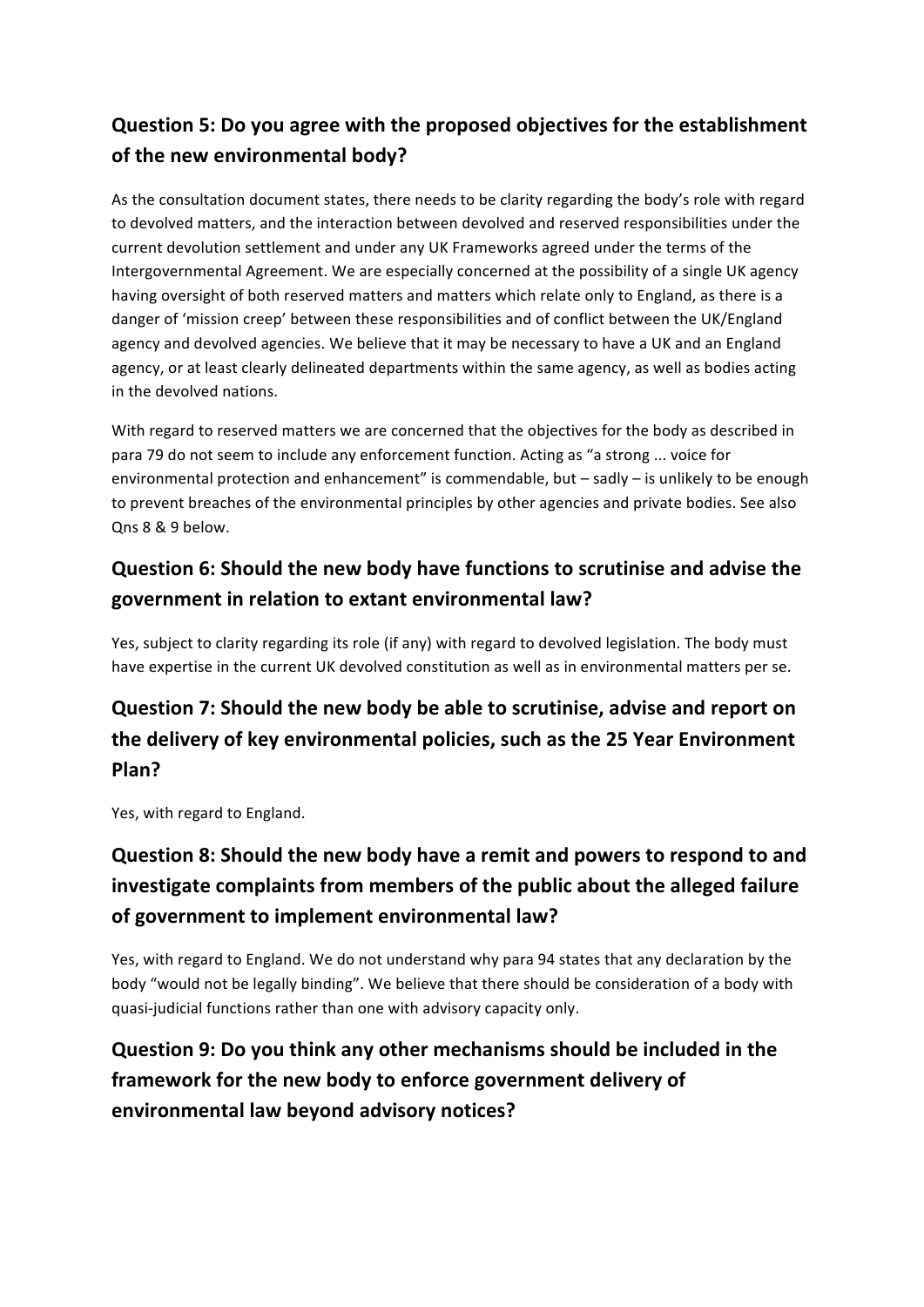## Question 5: Do you agree with the proposed objectives for the establishment of the new environmental body?

As the consultation document states, there needs to be clarity regarding the body's role with regard to devolved matters, and the interaction between devolved and reserved responsibilities under the current devolution settlement and under any UK Frameworks agreed under the terms of the Intergovernmental Agreement. We are especially concerned at the possibility of a single UK agency having oversight of both reserved matters and matters which relate only to England, as there is a danger of 'mission creep' between these responsibilities and of conflict between the UK/England agency and devolved agencies. We believe that it may be necessary to have a UK and an England agency, or at least clearly delineated departments within the same agency, as well as bodies acting in the devolved nations.

With regard to reserved matters we are concerned that the objectives for the body as described in para 79 do not seem to include any enforcement function. Acting as "a strong ... voice for environmental protection and enhancement" is commendable, but – sadly – is unlikely to be enough to prevent breaches of the environmental principles by other agencies and private bodies. See also Qns 8 & 9 below.

## Question 6: Should the new body have functions to scrutinise and advise the government in relation to extant environmental law?

Yes, subject to clarity regarding its role (if any) with regard to devolved legislation. The body must have expertise in the current UK devolved constitution as well as in environmental matters per se.

## Question 7: Should the new body be able to scrutinise, advise and report on the delivery of key environmental policies, such as the 25 Year Environment Plan?

Yes, with regard to England.

## Question 8: Should the new body have a remit and powers to respond to and investigate complaints from members of the public about the alleged failure of government to implement environmental law?

Yes, with regard to England. We do not understand why para 94 states that any declaration by the body "would not be legally binding". We believe that there should be consideration of a body with quasi-judicial functions rather than one with advisory capacity only.

## Question 9: Do you think any other mechanisms should be included in the framework for the new body to enforce government delivery of environmental law beyond advisory notices?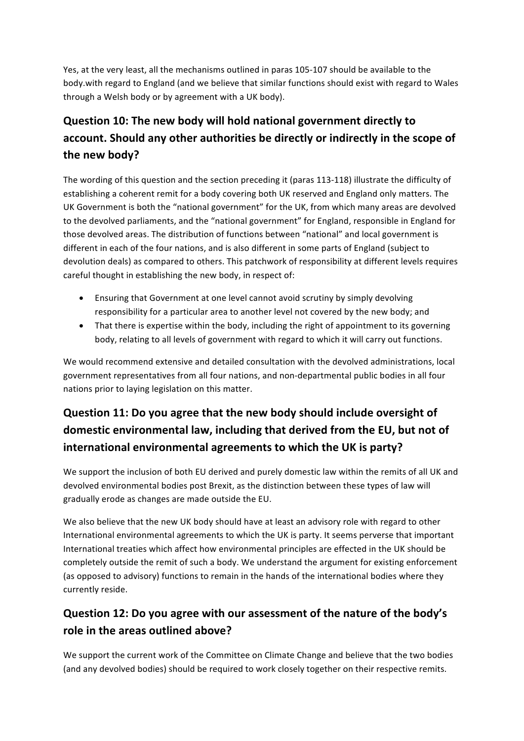Yes, at the very least, all the mechanisms outlined in paras 105-107 should be available to the body.with regard to England (and we believe that similar functions should exist with regard to Wales through a Welsh body or by agreement with a UK body).

## Question 10: The new body will hold national government directly to account. Should any other authorities be directly or indirectly in the scope of the new body?

The wording of this question and the section preceding it (paras 113-118) illustrate the difficulty of establishing a coherent remit for a body covering both UK reserved and England only matters. The UK Government is both the "national government" for the UK, from which many areas are devolved to the devolved parliaments, and the "national government" for England, responsible in England for those devolved areas. The distribution of functions between "national" and local government is different in each of the four nations, and is also different in some parts of England (subject to devolution deals) as compared to others. This patchwork of responsibility at different levels requires careful thought in establishing the new body, in respect of:

- Ensuring that Government at one level cannot avoid scrutiny by simply devolving responsibility for a particular area to another level not covered by the new body; and
- That there is expertise within the body, including the right of appointment to its governing body, relating to all levels of government with regard to which it will carry out functions.

We would recommend extensive and detailed consultation with the devolved administrations, local government representatives from all four nations, and non-departmental public bodies in all four nations prior to laying legislation on this matter.

## Question 11: Do you agree that the new body should include oversight of domestic environmental law, including that derived from the EU, but not of international environmental agreements to which the UK is party?

We support the inclusion of both EU derived and purely domestic law within the remits of all UK and devolved environmental bodies post Brexit, as the distinction between these types of law will gradually erode as changes are made outside the EU.

We also believe that the new UK body should have at least an advisory role with regard to other International environmental agreements to which the UK is party. It seems perverse that important International treaties which affect how environmental principles are effected in the UK should be completely outside the remit of such a body. We understand the argument for existing enforcement (as opposed to advisory) functions to remain in the hands of the international bodies where they currently reside.

## Question 12: Do you agree with our assessment of the nature of the body's role in the areas outlined above?

We support the current work of the Committee on Climate Change and believe that the two bodies (and any devolved bodies) should be required to work closely together on their respective remits.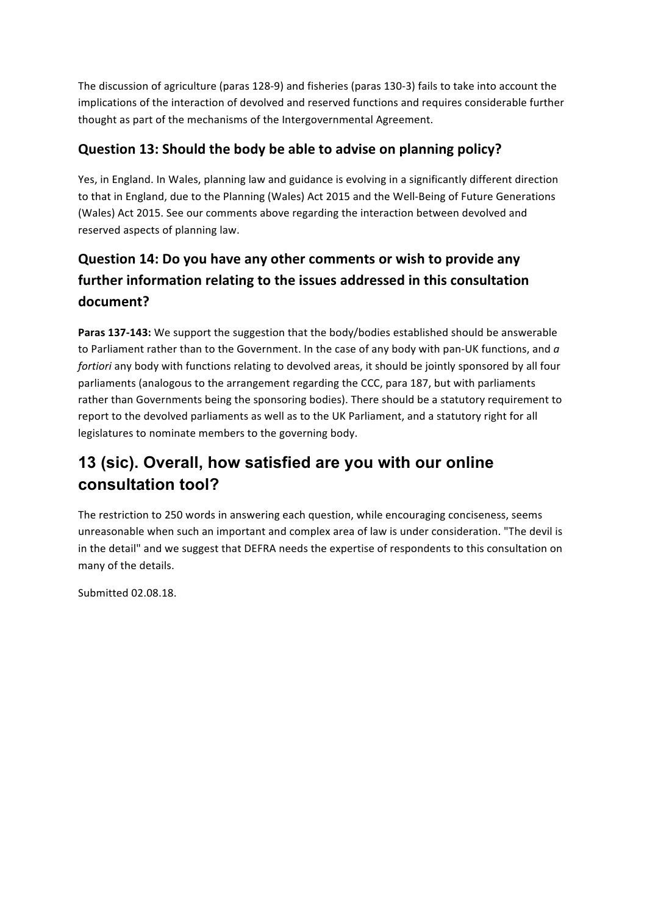The discussion of agriculture (paras 128-9) and fisheries (paras 130-3) fails to take into account the implications of the interaction of devolved and reserved functions and requires considerable further thought as part of the mechanisms of the Intergovernmental Agreement.

## Question 13: Should the body be able to advise on planning policy?

Yes, in England. In Wales, planning law and guidance is evolving in a significantly different direction to that in England, due to the Planning (Wales) Act 2015 and the Well-Being of Future Generations (Wales) Act 2015. See our comments above regarding the interaction between devolved and reserved aspects of planning law.

## Question 14: Do you have any other comments or wish to provide any further information relating to the issues addressed in this consultation document?

**Paras 137-143:** We support the suggestion that the body/bodies established should be answerable to Parliament rather than to the Government. In the case of any body with pan-UK functions, and *a fortiori* any body with functions relating to devolved areas, it should be jointly sponsored by all four parliaments (analogous to the arrangement regarding the CCC, para 187, but with parliaments rather than Governments being the sponsoring bodies). There should be a statutory requirement to report to the devolved parliaments as well as to the UK Parliament, and a statutory right for all legislatures to nominate members to the governing body.

# 13 (sic). Overall, how satisfied are you with our online consultation tool?

The restriction to 250 words in answering each question, while encouraging conciseness, seems unreasonable when such an important and complex area of law is under consideration. "The devil is in the detail" and we suggest that DEFRA needs the expertise of respondents to this consultation on many of the details.

Submitted 02.08.18.